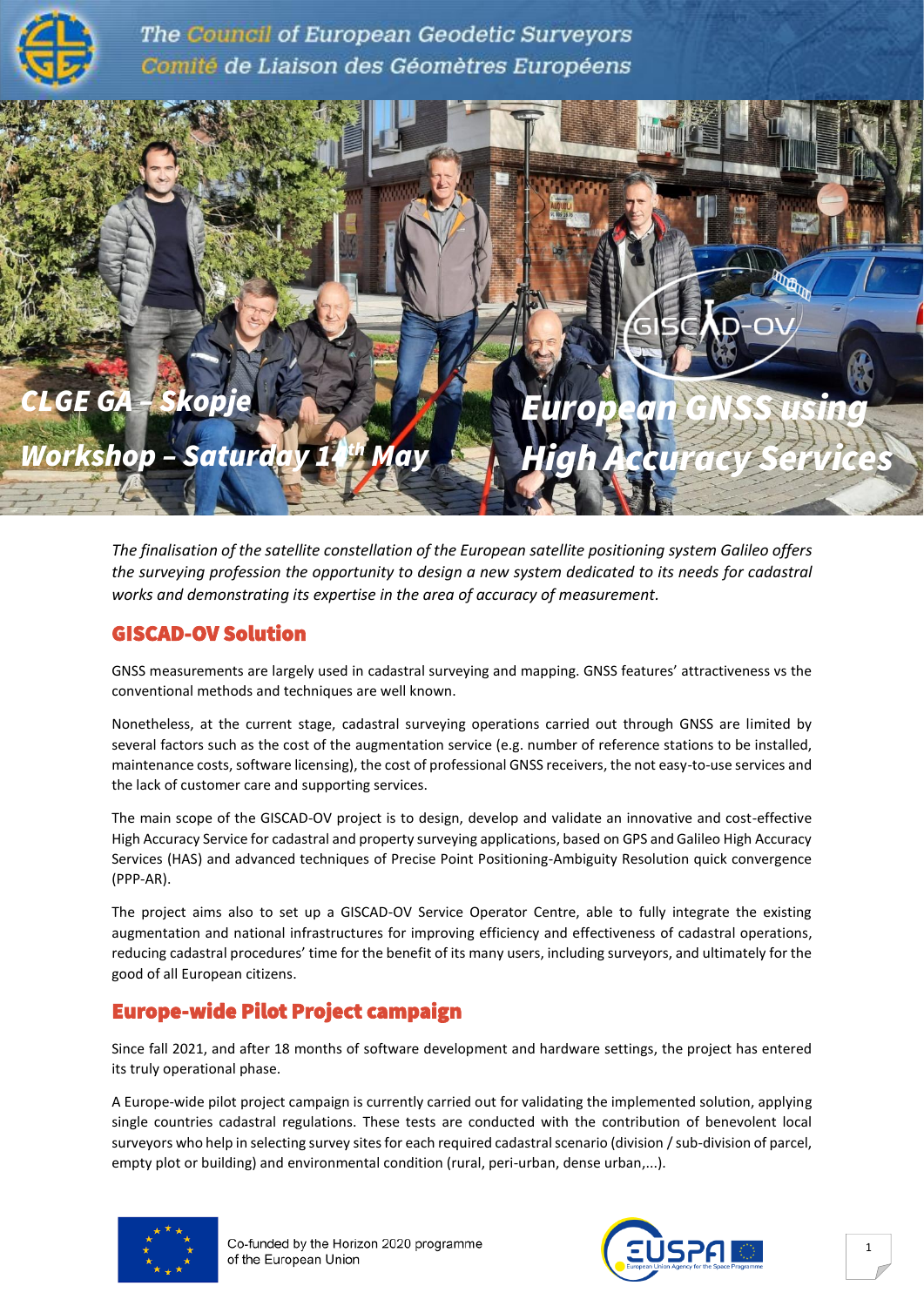The Council of European Geodetic Surveyors
Comité de Liaison des Géomètres Européens

CLGE GA – Skopje

Workshop – Saturday 14th May

# European GNSS using High Accuracy Services

*The finalisation of the satellite constellation of the European satellite positioning system Galileo offers the surveying profession the opportunity to design a new system dedicated to its needs for cadastral works and demonstrating its expertise in the area of accuracy of measurement.*

## GISCAD-OV Solution

GNSS measurements are largely used in cadastral surveying and mapping. GNSS features' attractiveness vs the conventional methods and techniques are well known.

Nonetheless, at the current stage, cadastral surveying operations carried out through GNSS are limited by several factors such as the cost of the augmentation service (e.g. number of reference stations to be installed, maintenance costs, software licensing), the cost of professional GNSS receivers, the not easy-to-use services and the lack of customer care and supporting services.

The main scope of the GISCAD-OV project is to design, develop and validate an innovative and cost-effective High Accuracy Service for cadastral and property surveying applications, based on GPS and Galileo High Accuracy Services (HAS) and advanced techniques of Precise Point Positioning-Ambiguity Resolution quick convergence (PPP-AR).

The project aims also to set up a GISCAD-OV Service Operator Centre, able to fully integrate the existing augmentation and national infrastructures for improving efficiency and effectiveness of cadastral operations, reducing cadastral procedures' time for the benefit of its many users, including surveyors, and ultimately for the good of all European citizens.

## Europe-wide Pilot Project campaign

Since fall 2021, and after 18 months of software development and hardware settings, the project has entered its truly operational phase.

A Europe-wide pilot project campaign is currently carried out for validating the implemented solution, applying single countries cadastral regulations. These tests are conducted with the contribution of benevolent local surveyors who help in selecting survey sites for each required cadastral scenario (division / sub-division of parcel, empty plot or building) and environmental condition (rural, peri-urban, dense urban,...).

Co-funded by the Horizon 2020 programme of the European Union

EUSPA European Union Agency for the Space Programme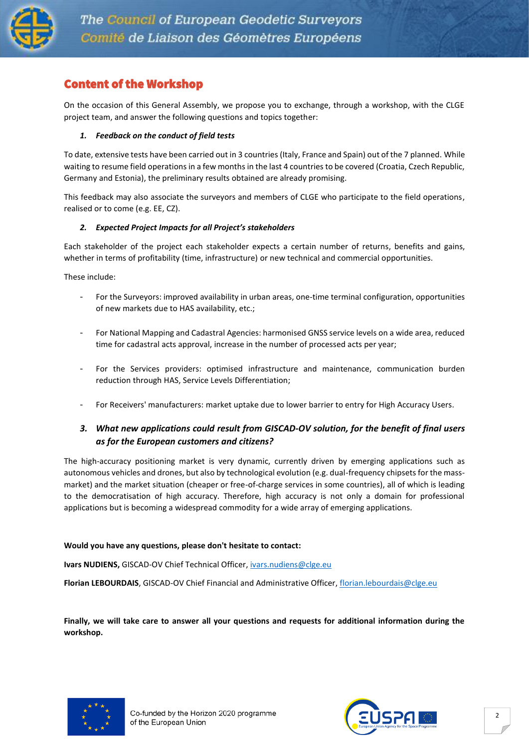## Content of the Workshop

On the occasion of this General Assembly, we propose you to exchange, through a workshop, with the CLGE project team, and answer the following questions and topics together:

1. ***Feedback on the conduct of field tests***

To date, extensive tests have been carried out in 3 countries (Italy, France and Spain) out of the 7 planned. While waiting to resume field operations in a few months in the last 4 countries to be covered (Croatia, Czech Republic, Germany and Estonia), the preliminary results obtained are already promising.

This feedback may also associate the surveyors and members of CLGE who participate to the field operations, realised or to come (e.g. EE, CZ).

2. ***Expected Project Impacts for all Project's stakeholders***

Each stakeholder of the project each stakeholder expects a certain number of returns, benefits and gains, whether in terms of profitability (time, infrastructure) or new technical and commercial opportunities.

These include:

- For the Surveyors: improved availability in urban areas, one-time terminal configuration, opportunities of new markets due to HAS availability, etc.;
- For National Mapping and Cadastral Agencies: harmonised GNSS service levels on a wide area, reduced time for cadastral acts approval, increase in the number of processed acts per year;
- For the Services providers: optimised infrastructure and maintenance, communication burden reduction through HAS, Service Levels Differentiation;
- For Receivers' manufacturers: market uptake due to lower barrier to entry for High Accuracy Users.

3. ***What new applications could result from GISCAD-OV solution, for the benefit of final users as for the European customers and citizens?***

The high-accuracy positioning market is very dynamic, currently driven by emerging applications such as autonomous vehicles and drones, but also by technological evolution (e.g. dual-frequency chipsets for the mass-market) and the market situation (cheaper or free-of-charge services in some countries), all of which is leading to the democratisation of high accuracy. Therefore, high accuracy is not only a domain for professional applications but is becoming a widespread commodity for a wide array of emerging applications.

**Would you have any questions, please don't hesitate to contact:**

**Ivars NUDIENS,** GISCAD-OV Chief Technical Officer, ivars.nudiens@clge.eu

**Florian LEBOURDAIS**, GISCAD-OV Chief Financial and Administrative Officer, florian.lebourdais@clge.eu

**Finally, we will take care to answer all your questions and requests for additional information during the workshop.**

Co-funded by the Horizon 2020 programme of the European Union